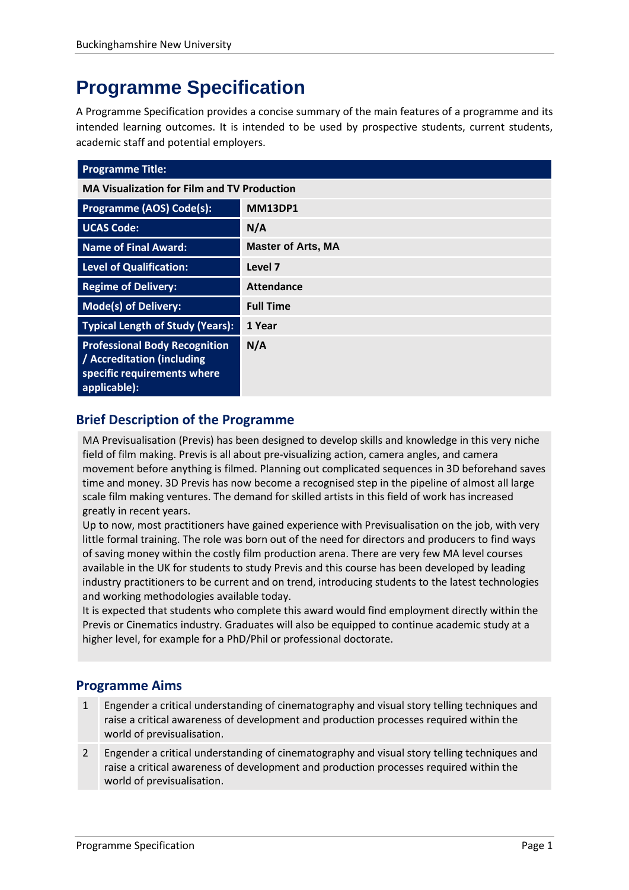# Programme Specification

A Programme Specification provides a concise summary of the main features of a programme and its intended learning outcomes. It is intended to be used by prospective students, current students, academic staff and potential employers.

| **Programme Title:** | |
|---|---|
| **MA Visualization for Film and TV Production** | |
| **Programme (AOS) Code(s):** | **MM13DP1** |
| **UCAS Code:** | **N/A** |
| **Name of Final Award:** | **Master of Arts, MA** |
| **Level of Qualification:** | **Level 7** |
| **Regime of Delivery:** | **Attendance** |
| **Mode(s) of Delivery:** | **Full Time** |
| **Typical Length of Study (Years):** | **1 Year** |
| **Professional Body Recognition / Accreditation (including specific requirements where applicable):** | **N/A** |

## Brief Description of the Programme

MA Previsualisation (Previs) has been designed to develop skills and knowledge in this very niche field of film making. Previs is all about pre-visualizing action, camera angles, and camera movement before anything is filmed. Planning out complicated sequences in 3D beforehand saves time and money. 3D Previs has now become a recognised step in the pipeline of almost all large scale film making ventures. The demand for skilled artists in this field of work has increased greatly in recent years.

Up to now, most practitioners have gained experience with Previsualisation on the job, with very little formal training. The role was born out of the need for directors and producers to find ways of saving money within the costly film production arena. There are very few MA level courses available in the UK for students to study Previs and this course has been developed by leading industry practitioners to be current and on trend, introducing students to the latest technologies and working methodologies available today.

It is expected that students who complete this award would find employment directly within the Previs or Cinematics industry. Graduates will also be equipped to continue academic study at a higher level, for example for a PhD/Phil or professional doctorate.

## Programme Aims

| | |
|---|---|
| 1 | Engender a critical understanding of cinematography and visual story telling techniques and raise a critical awareness of development and production processes required within the world of previsualisation. |
| 2 | Engender a critical understanding of cinematography and visual story telling techniques and raise a critical awareness of development and production processes required within the world of previsualisation. |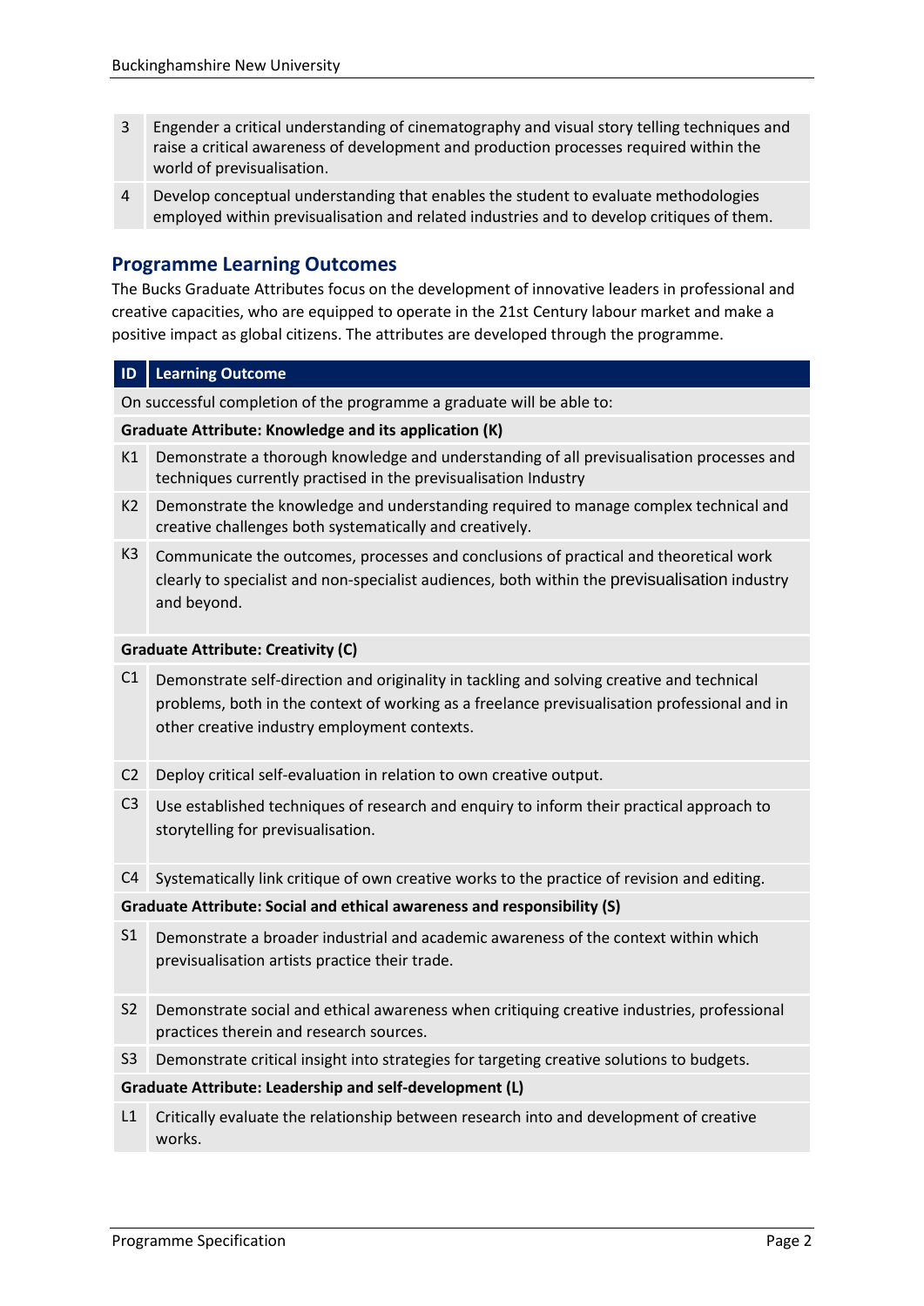| | |
|---|---|
| 3 | Engender a critical understanding of cinematography and visual story telling techniques and raise a critical awareness of development and production processes required within the world of previsualisation. |
| 4 | Develop conceptual understanding that enables the student to evaluate methodologies employed within previsualisation and related industries and to develop critiques of them. |

## Programme Learning Outcomes

The Bucks Graduate Attributes focus on the development of innovative leaders in professional and creative capacities, who are equipped to operate in the 21st Century labour market and make a positive impact as global citizens. The attributes are developed through the programme.

| ID | Learning Outcome |
|---|---|
| | On successful completion of the programme a graduate will be able to: |
| | **Graduate Attribute: Knowledge and its application (K)** |
| K1 | Demonstrate a thorough knowledge and understanding of all previsualisation processes and techniques currently practised in the previsualisation Industry |
| K2 | Demonstrate the knowledge and understanding required to manage complex technical and creative challenges both systematically and creatively. |
| K3 | Communicate the outcomes, processes and conclusions of practical and theoretical work clearly to specialist and non-specialist audiences, both within the previsualisation industry and beyond. |
| | **Graduate Attribute: Creativity (C)** |
| C1 | Demonstrate self-direction and originality in tackling and solving creative and technical problems, both in the context of working as a freelance previsualisation professional and in other creative industry employment contexts. |
| C2 | Deploy critical self-evaluation in relation to own creative output. |
| C3 | Use established techniques of research and enquiry to inform their practical approach to storytelling for previsualisation. |
| C4 | Systematically link critique of own creative works to the practice of revision and editing. |
| | **Graduate Attribute: Social and ethical awareness and responsibility (S)** |
| S1 | Demonstrate a broader industrial and academic awareness of the context within which previsualisation artists practice their trade. |
| S2 | Demonstrate social and ethical awareness when critiquing creative industries, professional practices therein and research sources. |
| S3 | Demonstrate critical insight into strategies for targeting creative solutions to budgets. |
| | **Graduate Attribute: Leadership and self-development (L)** |
| L1 | Critically evaluate the relationship between research into and development of creative works. |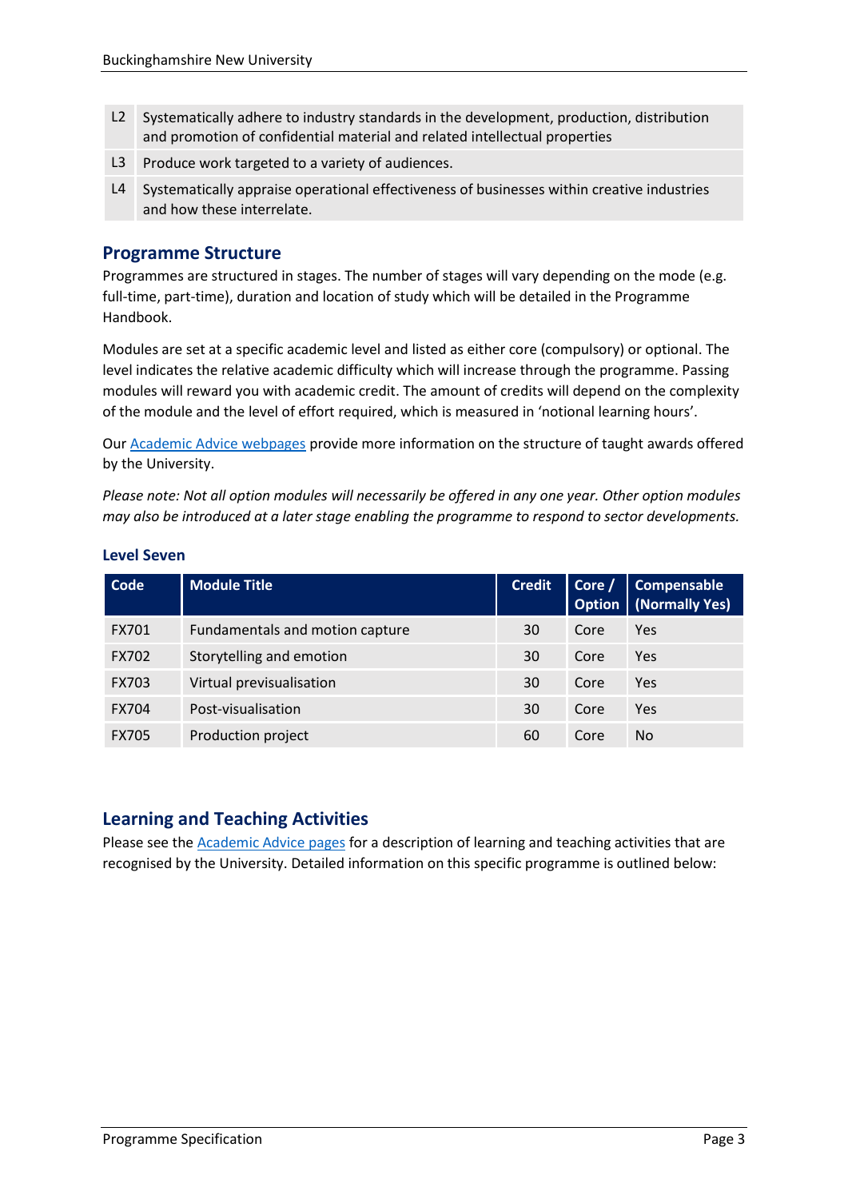| | |
|---|---|
| L2 | Systematically adhere to industry standards in the development, production, distribution and promotion of confidential material and related intellectual properties |
| L3 | Produce work targeted to a variety of audiences. |
| L4 | Systematically appraise operational effectiveness of businesses within creative industries and how these interrelate. |

## Programme Structure

Programmes are structured in stages. The number of stages will vary depending on the mode (e.g. full-time, part-time), duration and location of study which will be detailed in the Programme Handbook.

Modules are set at a specific academic level and listed as either core (compulsory) or optional. The level indicates the relative academic difficulty which will increase through the programme. Passing modules will reward you with academic credit. The amount of credits will depend on the complexity of the module and the level of effort required, which is measured in 'notional learning hours'.

Our Academic Advice webpages provide more information on the structure of taught awards offered by the University.

*Please note: Not all option modules will necessarily be offered in any one year. Other option modules may also be introduced at a later stage enabling the programme to respond to sector developments.*

### Level Seven

| Code | Module Title | Credit | Core / Option | Compensable (Normally Yes) |
|---|---|---|---|---|
| FX701 | Fundamentals and motion capture | 30 | Core | Yes |
| FX702 | Storytelling and emotion | 30 | Core | Yes |
| FX703 | Virtual previsualisation | 30 | Core | Yes |
| FX704 | Post-visualisation | 30 | Core | Yes |
| FX705 | Production project | 60 | Core | No |

## Learning and Teaching Activities

Please see the Academic Advice pages for a description of learning and teaching activities that are recognised by the University. Detailed information on this specific programme is outlined below: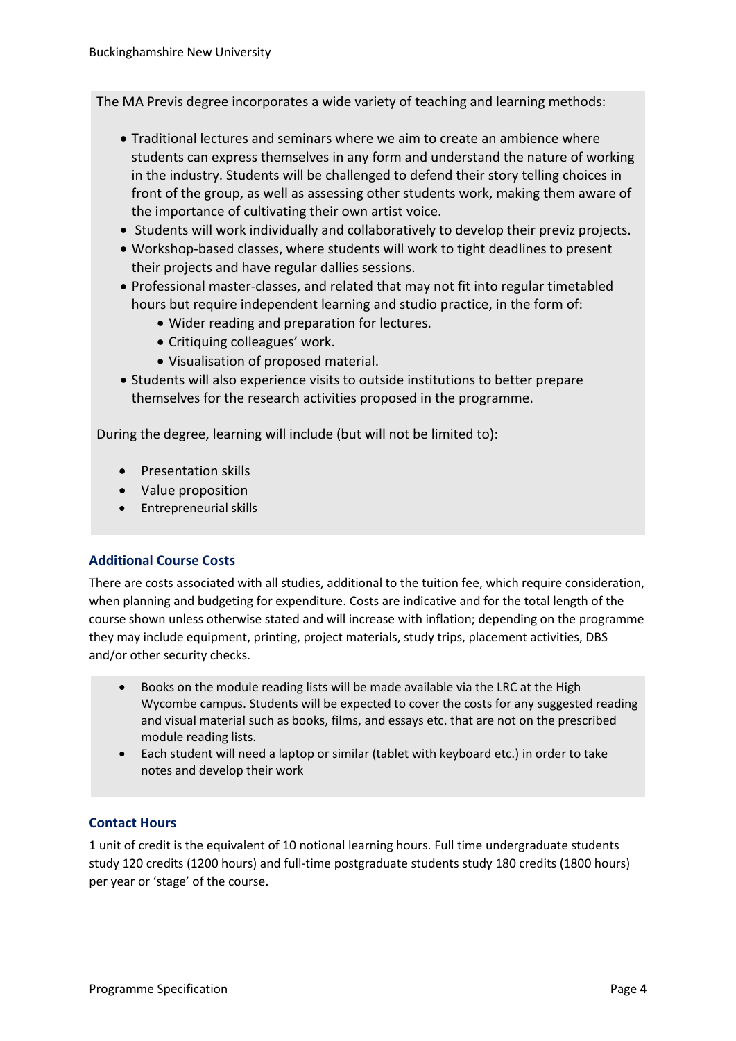The MA Previs degree incorporates a wide variety of teaching and learning methods:

- Traditional lectures and seminars where we aim to create an ambience where students can express themselves in any form and understand the nature of working in the industry. Students will be challenged to defend their story telling choices in front of the group, as well as assessing other students work, making them aware of the importance of cultivating their own artist voice.
- Students will work individually and collaboratively to develop their previz projects.
- Workshop-based classes, where students will work to tight deadlines to present their projects and have regular dallies sessions.
- Professional master-classes, and related that may not fit into regular timetabled hours but require independent learning and studio practice, in the form of:
  - Wider reading and preparation for lectures.
  - Critiquing colleagues' work.
  - Visualisation of proposed material.
- Students will also experience visits to outside institutions to better prepare themselves for the research activities proposed in the programme.

During the degree, learning will include (but will not be limited to):

- Presentation skills
- Value proposition
- Entrepreneurial skills

## Additional Course Costs

There are costs associated with all studies, additional to the tuition fee, which require consideration, when planning and budgeting for expenditure. Costs are indicative and for the total length of the course shown unless otherwise stated and will increase with inflation; depending on the programme they may include equipment, printing, project materials, study trips, placement activities, DBS and/or other security checks.

- Books on the module reading lists will be made available via the LRC at the High Wycombe campus. Students will be expected to cover the costs for any suggested reading and visual material such as books, films, and essays etc. that are not on the prescribed module reading lists.
- Each student will need a laptop or similar (tablet with keyboard etc.) in order to take notes and develop their work

## Contact Hours

1 unit of credit is the equivalent of 10 notional learning hours. Full time undergraduate students study 120 credits (1200 hours) and full-time postgraduate students study 180 credits (1800 hours) per year or 'stage' of the course.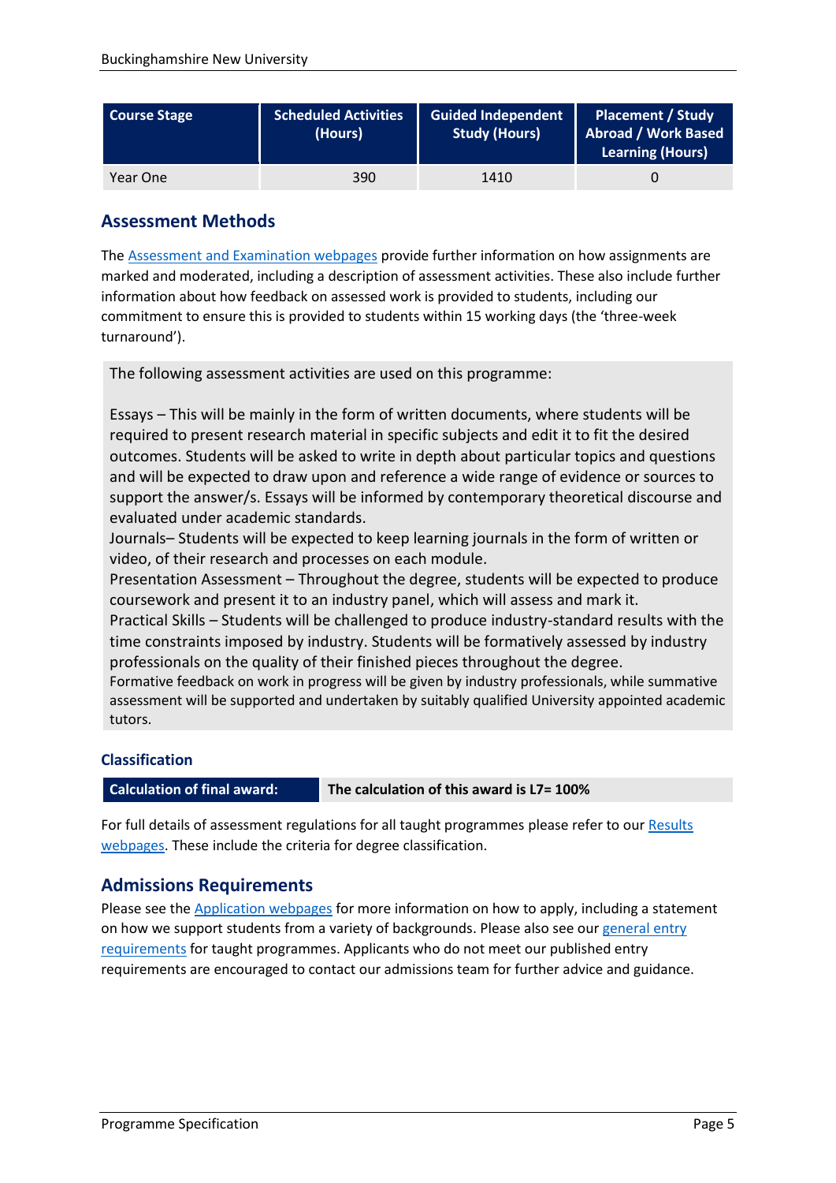| Course Stage | Scheduled Activities (Hours) | Guided Independent Study (Hours) | Placement / Study Abroad / Work Based Learning (Hours) |
| --- | --- | --- | --- |
| Year One | 390 | 1410 | 0 |

## Assessment Methods

The Assessment and Examination webpages provide further information on how assignments are marked and moderated, including a description of assessment activities. These also include further information about how feedback on assessed work is provided to students, including our commitment to ensure this is provided to students within 15 working days (the 'three-week turnaround').

The following assessment activities are used on this programme:

Essays – This will be mainly in the form of written documents, where students will be required to present research material in specific subjects and edit it to fit the desired outcomes. Students will be asked to write in depth about particular topics and questions and will be expected to draw upon and reference a wide range of evidence or sources to support the answer/s. Essays will be informed by contemporary theoretical discourse and evaluated under academic standards.
Journals– Students will be expected to keep learning journals in the form of written or video, of their research and processes on each module.
Presentation Assessment – Throughout the degree, students will be expected to produce coursework and present it to an industry panel, which will assess and mark it.
Practical Skills – Students will be challenged to produce industry-standard results with the time constraints imposed by industry. Students will be formatively assessed by industry professionals on the quality of their finished pieces throughout the degree.
Formative feedback on work in progress will be given by industry professionals, while summative assessment will be supported and undertaken by suitably qualified University appointed academic tutors.

### Classification

| Calculation of final award: | The calculation of this award is L7= 100% |
| --- | --- |

For full details of assessment regulations for all taught programmes please refer to our Results webpages. These include the criteria for degree classification.

## Admissions Requirements

Please see the Application webpages for more information on how to apply, including a statement on how we support students from a variety of backgrounds. Please also see our general entry requirements for taught programmes. Applicants who do not meet our published entry requirements are encouraged to contact our admissions team for further advice and guidance.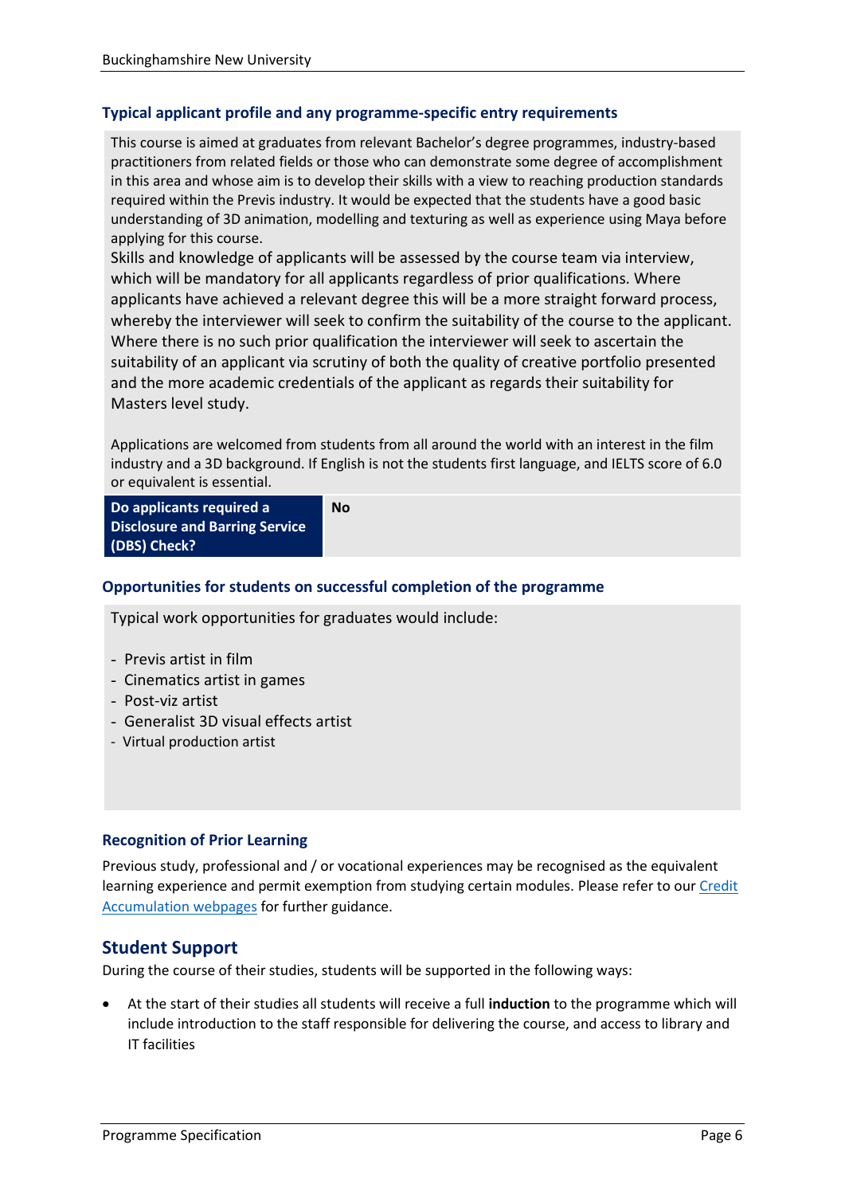### Typical applicant profile and any programme-specific entry requirements

This course is aimed at graduates from relevant Bachelor's degree programmes, industry-based practitioners from related fields or those who can demonstrate some degree of accomplishment in this area and whose aim is to develop their skills with a view to reaching production standards required within the Previs industry. It would be expected that the students have a good basic understanding of 3D animation, modelling and texturing as well as experience using Maya before applying for this course.

Skills and knowledge of applicants will be assessed by the course team via interview, which will be mandatory for all applicants regardless of prior qualifications. Where applicants have achieved a relevant degree this will be a more straight forward process, whereby the interviewer will seek to confirm the suitability of the course to the applicant. Where there is no such prior qualification the interviewer will seek to ascertain the suitability of an applicant via scrutiny of both the quality of creative portfolio presented and the more academic credentials of the applicant as regards their suitability for Masters level study.

Applications are welcomed from students from all around the world with an interest in the film industry and a 3D background. If English is not the students first language, and IELTS score of 6.0 or equivalent is essential.

| Do applicants required a Disclosure and Barring Service (DBS) Check? | No |
|---|---|

### Opportunities for students on successful completion of the programme

Typical work opportunities for graduates would include:

- Previs artist in film
- Cinematics artist in games
- Post-viz artist
- Generalist 3D visual effects artist
- Virtual production artist

### Recognition of Prior Learning

Previous study, professional and / or vocational experiences may be recognised as the equivalent learning experience and permit exemption from studying certain modules. Please refer to our Credit Accumulation webpages for further guidance.

## Student Support

During the course of their studies, students will be supported in the following ways:

- At the start of their studies all students will receive a full **induction** to the programme which will include introduction to the staff responsible for delivering the course, and access to library and IT facilities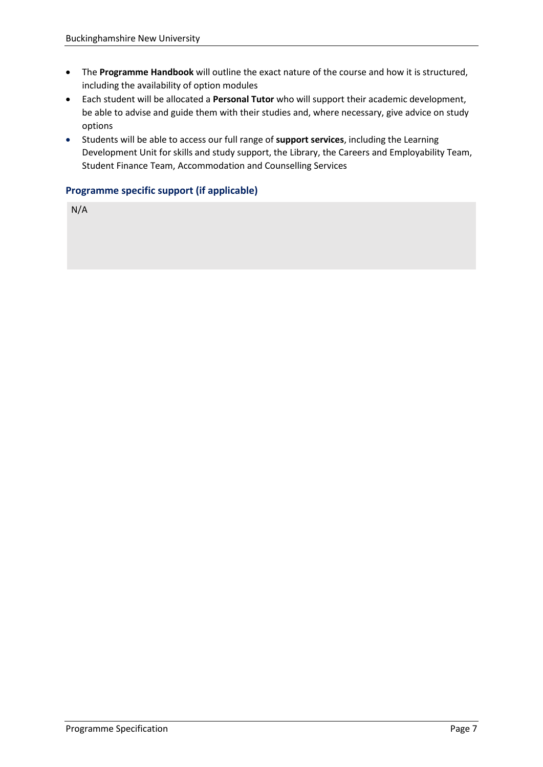- The **Programme Handbook** will outline the exact nature of the course and how it is structured, including the availability of option modules
- Each student will be allocated a **Personal Tutor** who will support their academic development, be able to advise and guide them with their studies and, where necessary, give advice on study options
- Students will be able to access our full range of **support services**, including the Learning Development Unit for skills and study support, the Library, the Careers and Employability Team, Student Finance Team, Accommodation and Counselling Services

### Programme specific support (if applicable)

N/A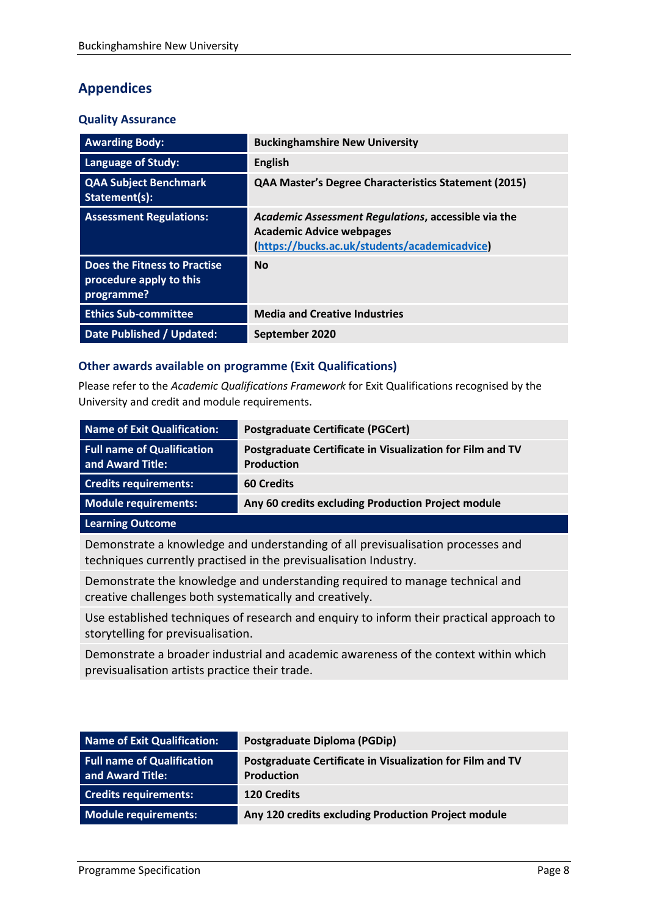## Appendices

### Quality Assurance

| | |
|---|---|
| **Awarding Body:** | **Buckinghamshire New University** |
| **Language of Study:** | **English** |
| **QAA Subject Benchmark Statement(s):** | **QAA Master's Degree Characteristics Statement (2015)** |
| **Assessment Regulations:** | ***Academic Assessment Regulations*, accessible via the Academic Advice webpages (https://bucks.ac.uk/students/academicadvice)** |
| **Does the Fitness to Practise procedure apply to this programme?** | **No** |
| **Ethics Sub-committee** | **Media and Creative Industries** |
| **Date Published / Updated:** | **September 2020** |

### Other awards available on programme (Exit Qualifications)

Please refer to the *Academic Qualifications Framework* for Exit Qualifications recognised by the University and credit and module requirements.

| | |
|---|---|
| **Name of Exit Qualification:** | **Postgraduate Certificate (PGCert)** |
| **Full name of Qualification and Award Title:** | **Postgraduate Certificate in Visualization for Film and TV Production** |
| **Credits requirements:** | **60 Credits** |
| **Module requirements:** | **Any 60 credits excluding Production Project module** |

| **Learning Outcome** |
|---|
| Demonstrate a knowledge and understanding of all previsualisation processes and techniques currently practised in the previsualisation Industry. |
| Demonstrate the knowledge and understanding required to manage technical and creative challenges both systematically and creatively. |
| Use established techniques of research and enquiry to inform their practical approach to storytelling for previsualisation. |
| Demonstrate a broader industrial and academic awareness of the context within which previsualisation artists practice their trade. |

| | |
|---|---|
| **Name of Exit Qualification:** | **Postgraduate Diploma (PGDip)** |
| **Full name of Qualification and Award Title:** | **Postgraduate Certificate in Visualization for Film and TV Production** |
| **Credits requirements:** | **120 Credits** |
| **Module requirements:** | **Any 120 credits excluding Production Project module** |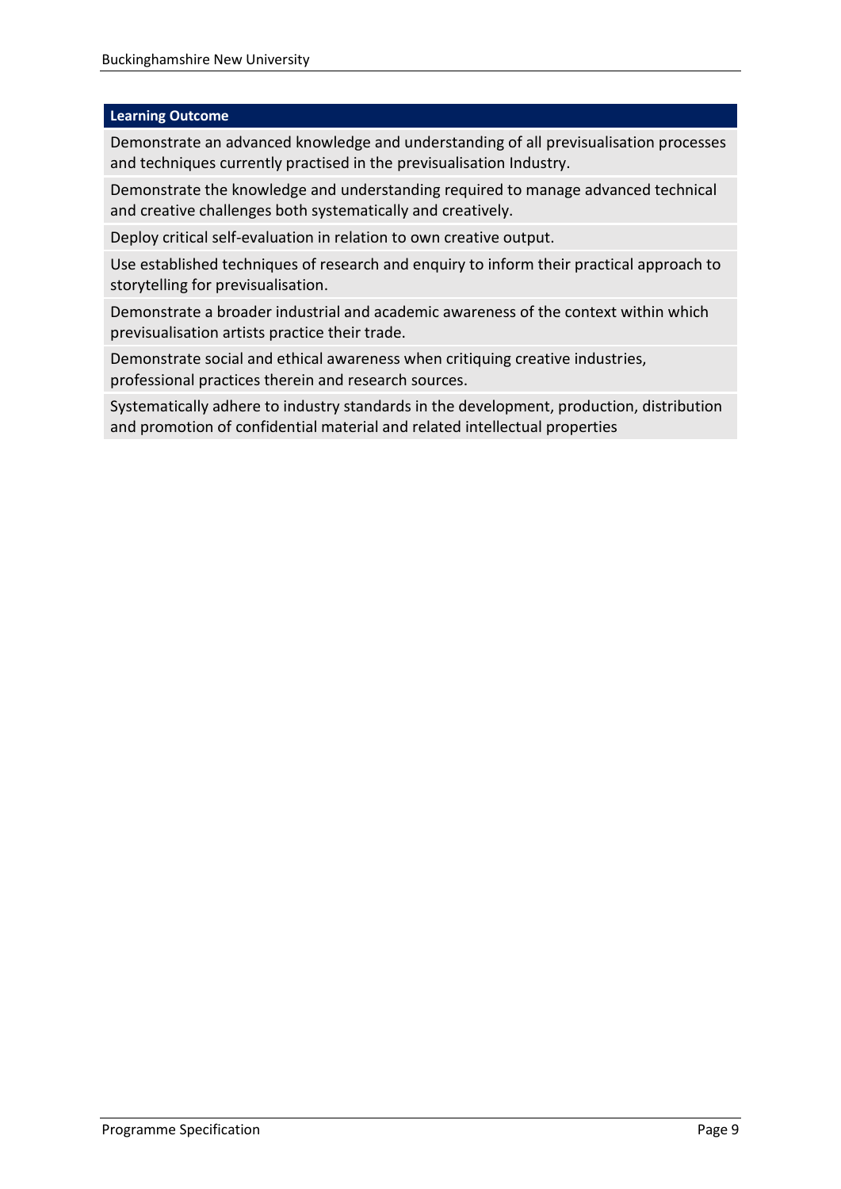| Learning Outcome |
| --- |
| Demonstrate an advanced knowledge and understanding of all previsualisation processes and techniques currently practised in the previsualisation Industry. |
| Demonstrate the knowledge and understanding required to manage advanced technical and creative challenges both systematically and creatively. |
| Deploy critical self-evaluation in relation to own creative output. |
| Use established techniques of research and enquiry to inform their practical approach to storytelling for previsualisation. |
| Demonstrate a broader industrial and academic awareness of the context within which previsualisation artists practice their trade. |
| Demonstrate social and ethical awareness when critiquing creative industries, professional practices therein and research sources. |
| Systematically adhere to industry standards in the development, production, distribution and promotion of confidential material and related intellectual properties |